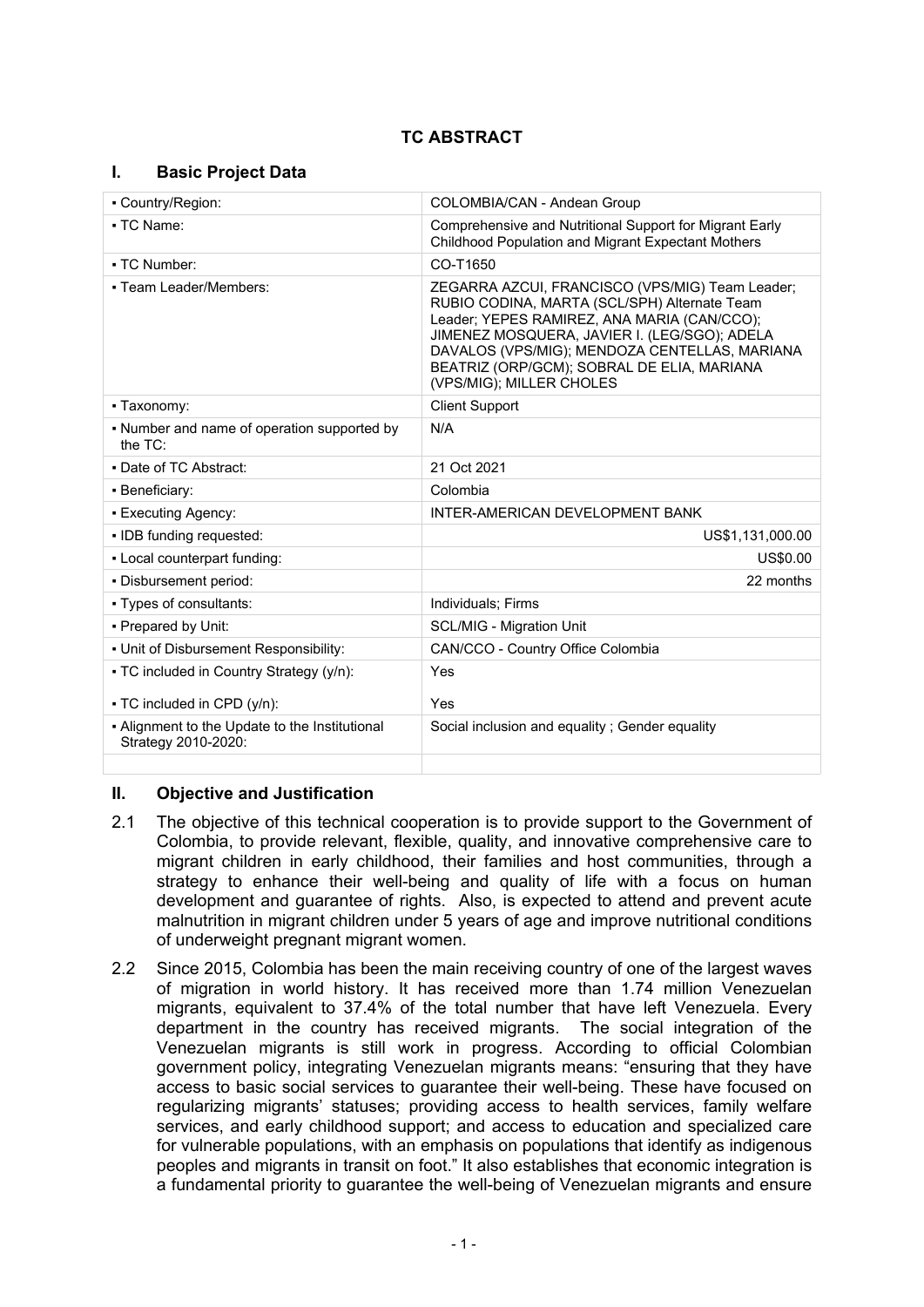# TC ABSTRACT

## I. Basic Project Data

| | |
|---|---|
| ▪ Country/Region: | COLOMBIA/CAN - Andean Group |
| ▪ TC Name: | Comprehensive and Nutritional Support for Migrant Early Childhood Population and Migrant Expectant Mothers |
| ▪ TC Number: | CO-T1650 |
| ▪ Team Leader/Members: | ZEGARRA AZCUI, FRANCISCO (VPS/MIG) Team Leader; RUBIO CODINA, MARTA (SCL/SPH) Alternate Team Leader; YEPES RAMIREZ, ANA MARIA (CAN/CCO); JIMENEZ MOSQUERA, JAVIER I. (LEG/SGO); ADELA DAVALOS (VPS/MIG); MENDOZA CENTELLAS, MARIANA BEATRIZ (ORP/GCM); SOBRAL DE ELIA, MARIANA (VPS/MIG); MILLER CHOLES |
| ▪ Taxonomy: | Client Support |
| ▪ Number and name of operation supported by the TC: | N/A |
| ▪ Date of TC Abstract: | 21 Oct 2021 |
| ▪ Beneficiary: | Colombia |
| ▪ Executing Agency: | INTER-AMERICAN DEVELOPMENT BANK |
| ▪ IDB funding requested: | US$1,131,000.00 |
| ▪ Local counterpart funding: | US$0.00 |
| ▪ Disbursement period: | 22 months |
| ▪ Types of consultants: | Individuals; Firms |
| ▪ Prepared by Unit: | SCL/MIG - Migration Unit |
| ▪ Unit of Disbursement Responsibility: | CAN/CCO - Country Office Colombia |
| ▪ TC included in Country Strategy (y/n): ▪ TC included in CPD (y/n): | Yes Yes |
| ▪ Alignment to the Update to the Institutional Strategy 2010-2020: | Social inclusion and equality ; Gender equality |
| | |

## II. Objective and Justification

2.1 The objective of this technical cooperation is to provide support to the Government of Colombia, to provide relevant, flexible, quality, and innovative comprehensive care to migrant children in early childhood, their families and host communities, through a strategy to enhance their well-being and quality of life with a focus on human development and guarantee of rights. Also, is expected to attend and prevent acute malnutrition in migrant children under 5 years of age and improve nutritional conditions of underweight pregnant migrant women.

2.2 Since 2015, Colombia has been the main receiving country of one of the largest waves of migration in world history. It has received more than 1.74 million Venezuelan migrants, equivalent to 37.4% of the total number that have left Venezuela. Every department in the country has received migrants. The social integration of the Venezuelan migrants is still work in progress. According to official Colombian government policy, integrating Venezuelan migrants means: "ensuring that they have access to basic social services to guarantee their well-being. These have focused on regularizing migrants' statuses; providing access to health services, family welfare services, and early childhood support; and access to education and specialized care for vulnerable populations, with an emphasis on populations that identify as indigenous peoples and migrants in transit on foot." It also establishes that economic integration is a fundamental priority to guarantee the well-being of Venezuelan migrants and ensure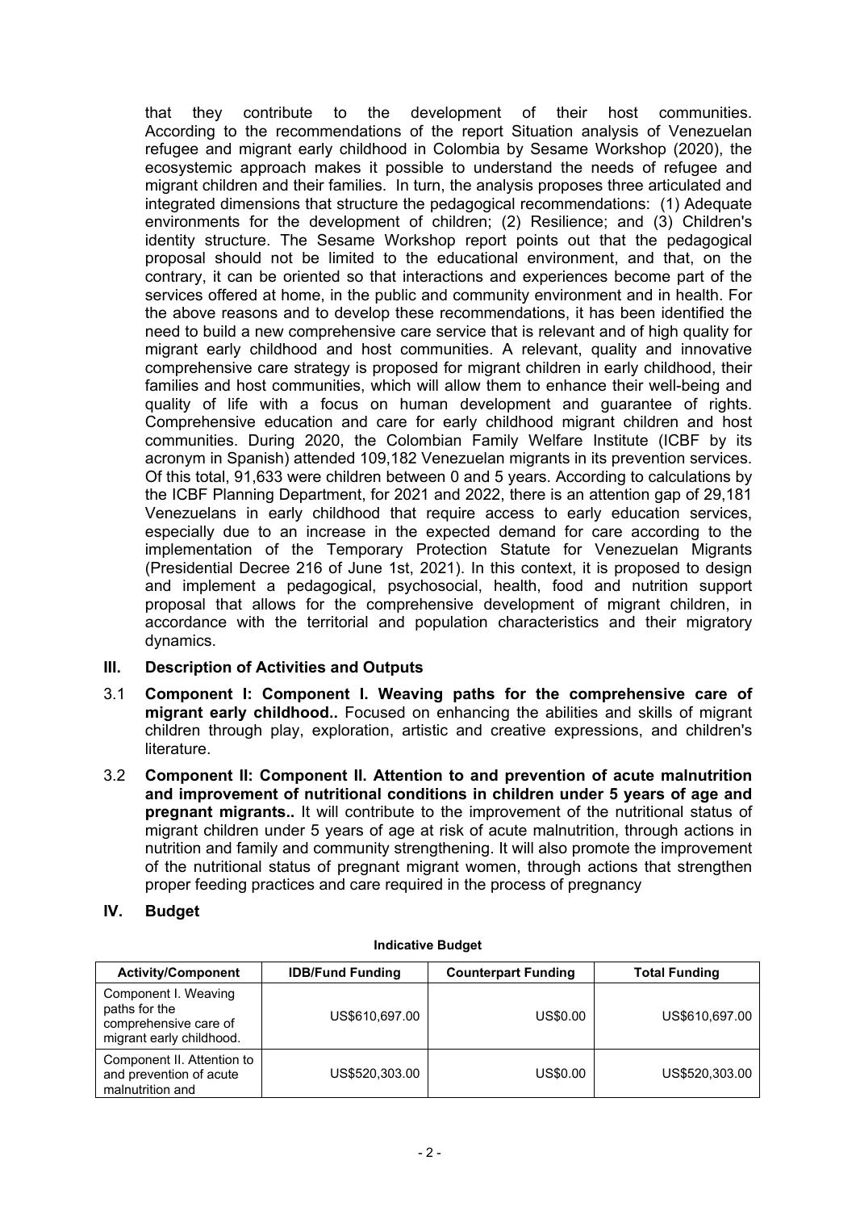that they contribute to the development of their host communities. According to the recommendations of the report Situation analysis of Venezuelan refugee and migrant early childhood in Colombia by Sesame Workshop (2020), the ecosystemic approach makes it possible to understand the needs of refugee and migrant children and their families. In turn, the analysis proposes three articulated and integrated dimensions that structure the pedagogical recommendations: (1) Adequate environments for the development of children; (2) Resilience; and (3) Children's identity structure. The Sesame Workshop report points out that the pedagogical proposal should not be limited to the educational environment, and that, on the contrary, it can be oriented so that interactions and experiences become part of the services offered at home, in the public and community environment and in health. For the above reasons and to develop these recommendations, it has been identified the need to build a new comprehensive care service that is relevant and of high quality for migrant early childhood and host communities. A relevant, quality and innovative comprehensive care strategy is proposed for migrant children in early childhood, their families and host communities, which will allow them to enhance their well-being and quality of life with a focus on human development and guarantee of rights. Comprehensive education and care for early childhood migrant children and host communities. During 2020, the Colombian Family Welfare Institute (ICBF by its acronym in Spanish) attended 109,182 Venezuelan migrants in its prevention services. Of this total, 91,633 were children between 0 and 5 years. According to calculations by the ICBF Planning Department, for 2021 and 2022, there is an attention gap of 29,181 Venezuelans in early childhood that require access to early education services, especially due to an increase in the expected demand for care according to the implementation of the Temporary Protection Statute for Venezuelan Migrants (Presidential Decree 216 of June 1st, 2021). In this context, it is proposed to design and implement a pedagogical, psychosocial, health, food and nutrition support proposal that allows for the comprehensive development of migrant children, in accordance with the territorial and population characteristics and their migratory dynamics.

## III. Description of Activities and Outputs

3.1 **Component I: Component I. Weaving paths for the comprehensive care of migrant early childhood..** Focused on enhancing the abilities and skills of migrant children through play, exploration, artistic and creative expressions, and children's literature.

3.2 **Component II: Component II. Attention to and prevention of acute malnutrition and improvement of nutritional conditions in children under 5 years of age and pregnant migrants..** It will contribute to the improvement of the nutritional status of migrant children under 5 years of age at risk of acute malnutrition, through actions in nutrition and family and community strengthening. It will also promote the improvement of the nutritional status of pregnant migrant women, through actions that strengthen proper feeding practices and care required in the process of pregnancy

## IV. Budget

**Indicative Budget**

| Activity/Component | IDB/Fund Funding | Counterpart Funding | Total Funding |
|---|---|---|---|
| Component I. Weaving paths for the comprehensive care of migrant early childhood. | US$610,697.00 | US$0.00 | US$610,697.00 |
| Component II. Attention to and prevention of acute malnutrition and | US$520,303.00 | US$0.00 | US$520,303.00 |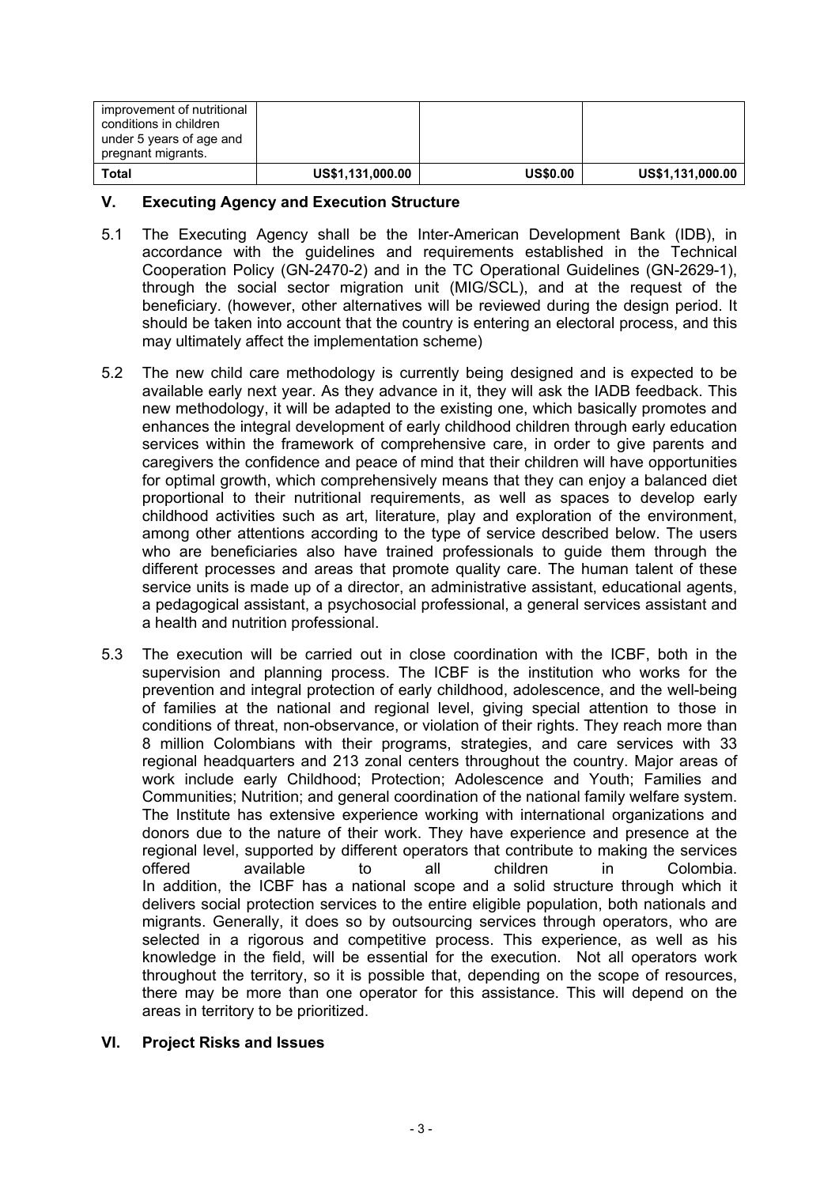| improvement of nutritional conditions in children under 5 years of age and pregnant migrants. | | | |
|---|---|---|---|
| **Total** | **US$1,131,000.00** | **US$0.00** | **US$1,131,000.00** |

## V. Executing Agency and Execution Structure

5.1 The Executing Agency shall be the Inter-American Development Bank (IDB), in accordance with the guidelines and requirements established in the Technical Cooperation Policy (GN-2470-2) and in the TC Operational Guidelines (GN-2629-1), through the social sector migration unit (MIG/SCL), and at the request of the beneficiary. (however, other alternatives will be reviewed during the design period. It should be taken into account that the country is entering an electoral process, and this may ultimately affect the implementation scheme)

5.2 The new child care methodology is currently being designed and is expected to be available early next year. As they advance in it, they will ask the IADB feedback. This new methodology, it will be adapted to the existing one, which basically promotes and enhances the integral development of early childhood children through early education services within the framework of comprehensive care, in order to give parents and caregivers the confidence and peace of mind that their children will have opportunities for optimal growth, which comprehensively means that they can enjoy a balanced diet proportional to their nutritional requirements, as well as spaces to develop early childhood activities such as art, literature, play and exploration of the environment, among other attentions according to the type of service described below. The users who are beneficiaries also have trained professionals to guide them through the different processes and areas that promote quality care. The human talent of these service units is made up of a director, an administrative assistant, educational agents, a pedagogical assistant, a psychosocial professional, a general services assistant and a health and nutrition professional.

5.3 The execution will be carried out in close coordination with the ICBF, both in the supervision and planning process. The ICBF is the institution who works for the prevention and integral protection of early childhood, adolescence, and the well-being of families at the national and regional level, giving special attention to those in conditions of threat, non-observance, or violation of their rights. They reach more than 8 million Colombians with their programs, strategies, and care services with 33 regional headquarters and 213 zonal centers throughout the country. Major areas of work include early Childhood; Protection; Adolescence and Youth; Families and Communities; Nutrition; and general coordination of the national family welfare system. The Institute has extensive experience working with international organizations and donors due to the nature of their work. They have experience and presence at the regional level, supported by different operators that contribute to making the services offered available to all children in Colombia. In addition, the ICBF has a national scope and a solid structure through which it delivers social protection services to the entire eligible population, both nationals and migrants. Generally, it does so by outsourcing services through operators, who are selected in a rigorous and competitive process. This experience, as well as his knowledge in the field, will be essential for the execution. Not all operators work throughout the territory, so it is possible that, depending on the scope of resources, there may be more than one operator for this assistance. This will depend on the areas in territory to be prioritized.

## VI. Project Risks and Issues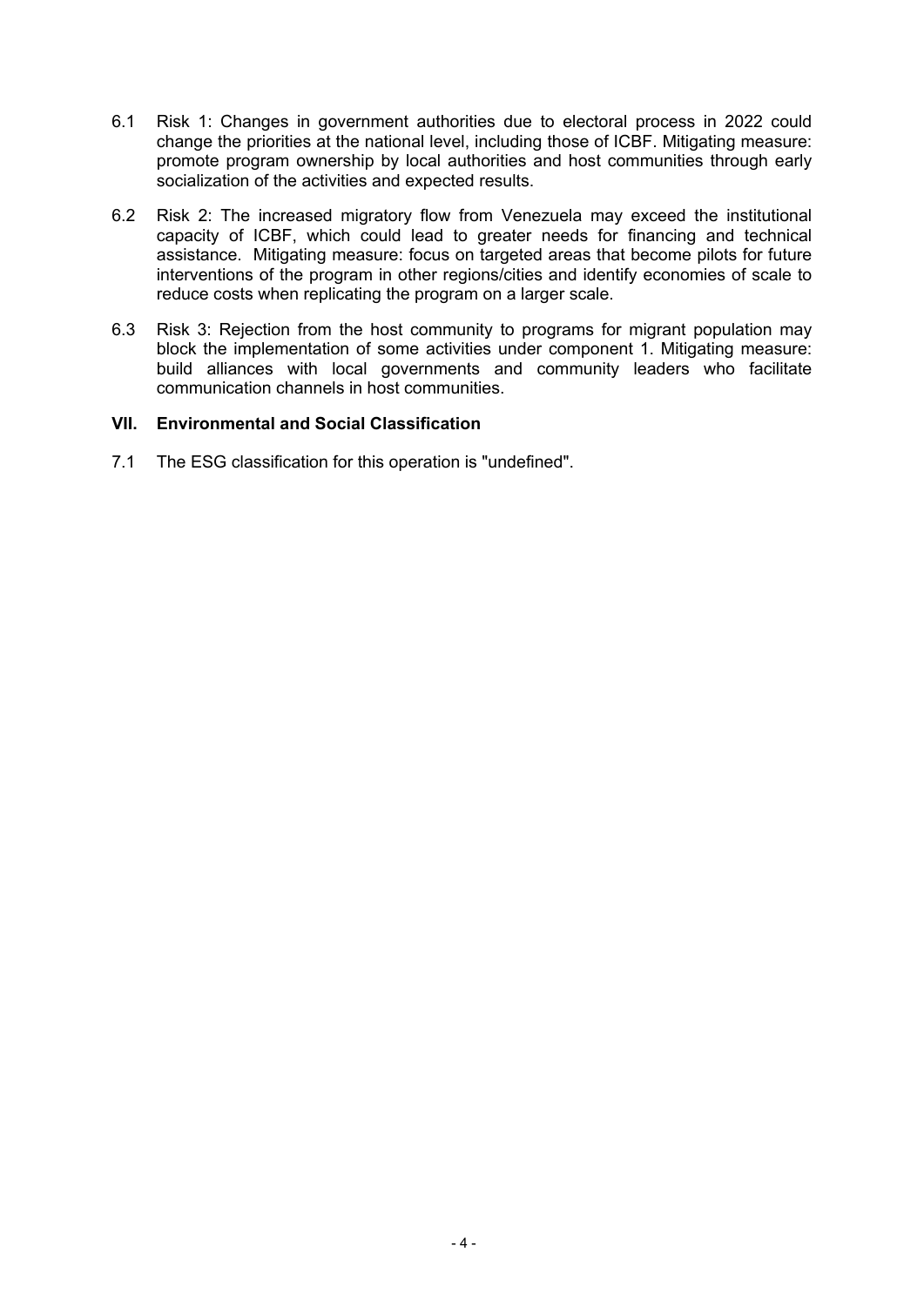6.1 Risk 1: Changes in government authorities due to electoral process in 2022 could change the priorities at the national level, including those of ICBF. Mitigating measure: promote program ownership by local authorities and host communities through early socialization of the activities and expected results.

6.2 Risk 2: The increased migratory flow from Venezuela may exceed the institutional capacity of ICBF, which could lead to greater needs for financing and technical assistance. Mitigating measure: focus on targeted areas that become pilots for future interventions of the program in other regions/cities and identify economies of scale to reduce costs when replicating the program on a larger scale.

6.3 Risk 3: Rejection from the host community to programs for migrant population may block the implementation of some activities under component 1. Mitigating measure: build alliances with local governments and community leaders who facilitate communication channels in host communities.

## VII. Environmental and Social Classification

7.1 The ESG classification for this operation is "undefined".